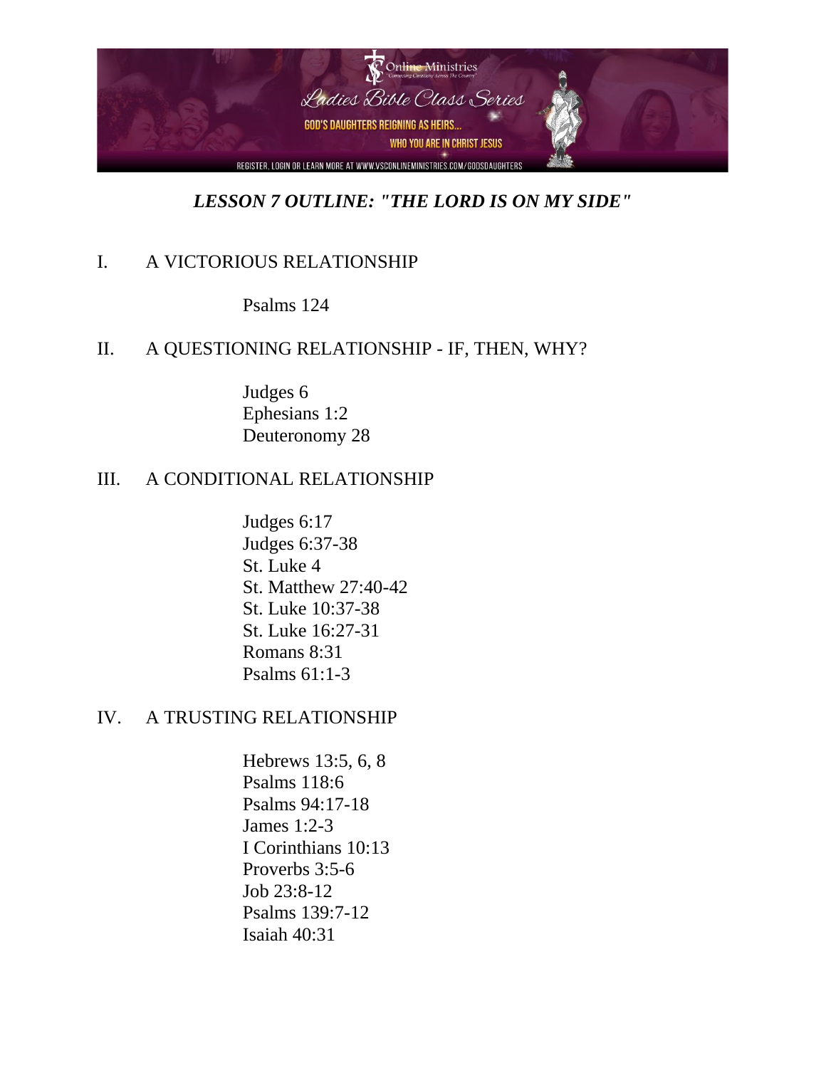# *LESSON 7 OUTLINE: "THE LORD IS ON MY SIDE"*

## I. A VICTORIOUS RELATIONSHIP

Psalms 124

## II. A QUESTIONING RELATIONSHIP - IF, THEN, WHY?

Judges 6
Ephesians 1:2
Deuteronomy 28

## III. A CONDITIONAL RELATIONSHIP

Judges 6:17
Judges 6:37-38
St. Luke 4
St. Matthew 27:40-42
St. Luke 10:37-38
St. Luke 16:27-31
Romans 8:31
Psalms 61:1-3

## IV. A TRUSTING RELATIONSHIP

Hebrews 13:5, 6, 8
Psalms 118:6
Psalms 94:17-18
James 1:2-3
I Corinthians 10:13
Proverbs 3:5-6
Job 23:8-12
Psalms 139:7-12
Isaiah 40:31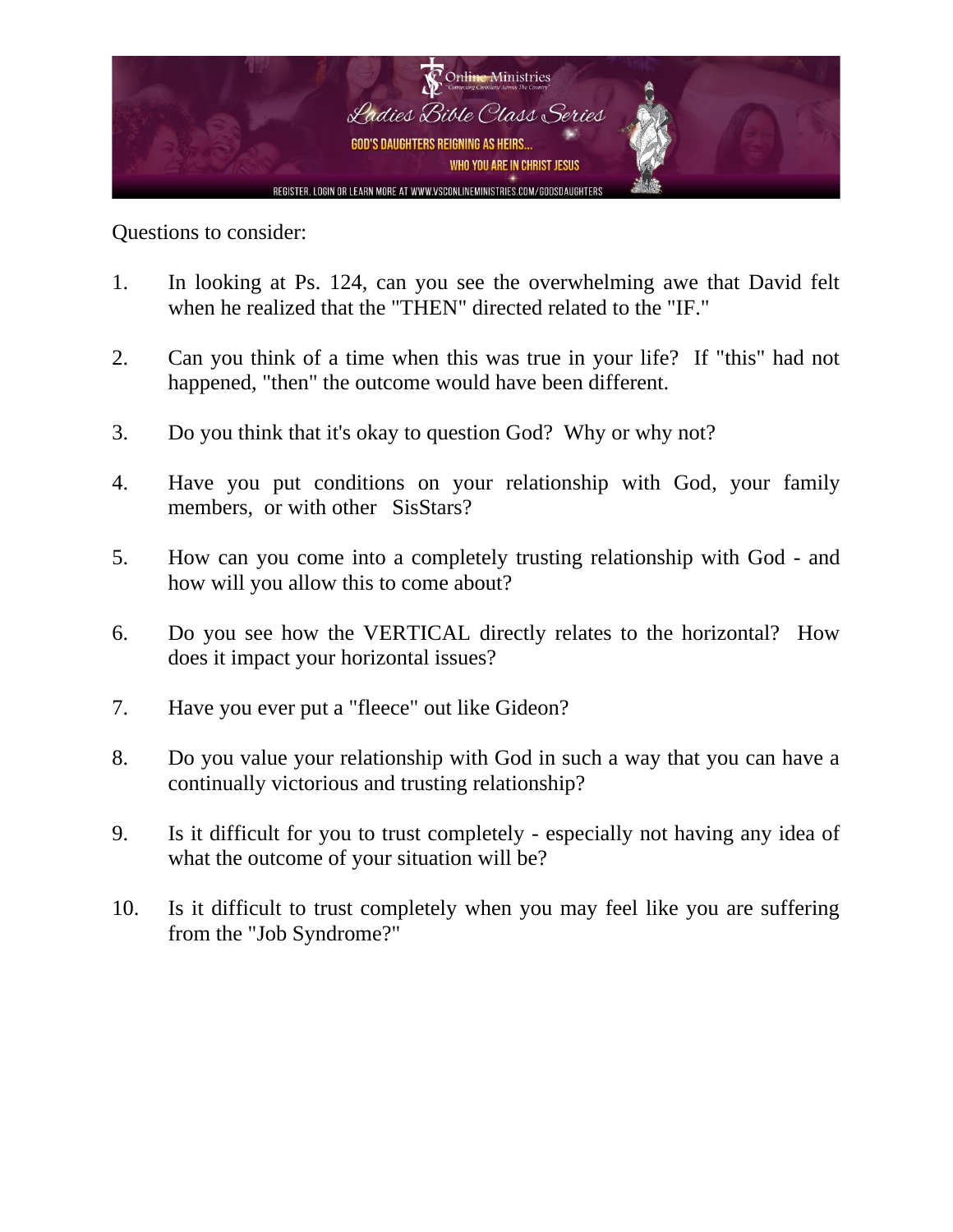Questions to consider:

1. In looking at Ps. 124, can you see the overwhelming awe that David felt when he realized that the "THEN" directed related to the "IF."

2. Can you think of a time when this was true in your life? If "this" had not happened, "then" the outcome would have been different.

3. Do you think that it's okay to question God? Why or why not?

4. Have you put conditions on your relationship with God, your family members, or with other SisStars?

5. How can you come into a completely trusting relationship with God - and how will you allow this to come about?

6. Do you see how the VERTICAL directly relates to the horizontal? How does it impact your horizontal issues?

7. Have you ever put a "fleece" out like Gideon?

8. Do you value your relationship with God in such a way that you can have a continually victorious and trusting relationship?

9. Is it difficult for you to trust completely - especially not having any idea of what the outcome of your situation will be?

10. Is it difficult to trust completely when you may feel like you are suffering from the "Job Syndrome?"